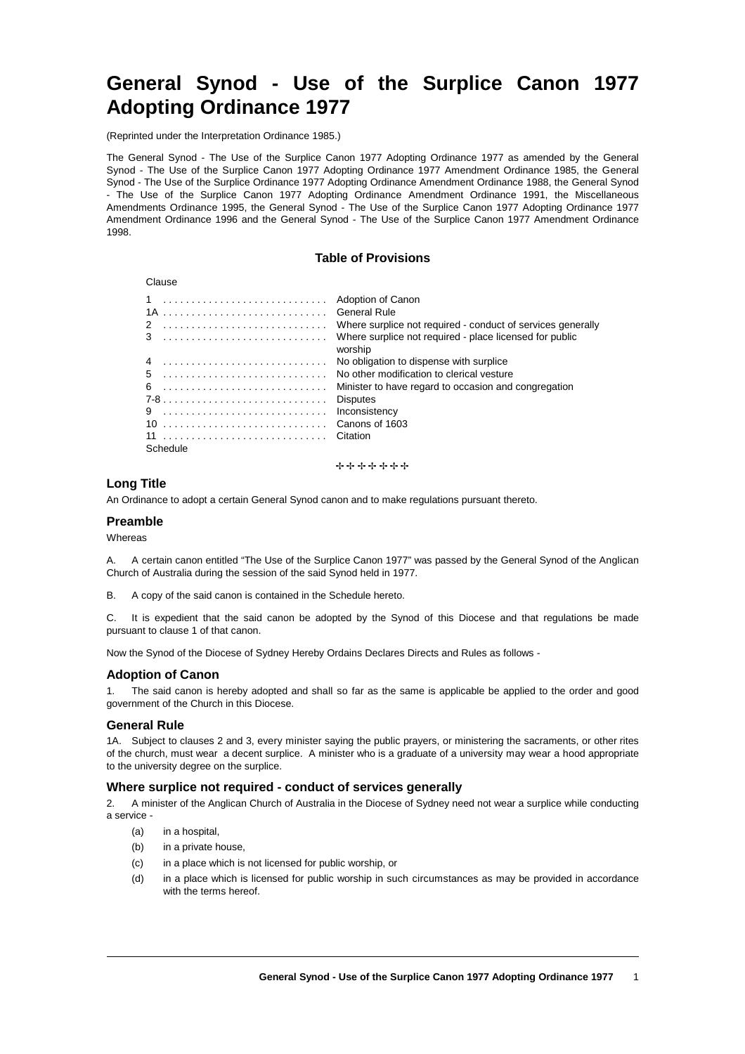# General Synod - Use of the Surplice Canon 1977 Adopting Ordinance 1977

(Reprinted under the Interpretation Ordinance 1985.)

The General Synod - The Use of the Surplice Canon 1977 Adopting Ordinance 1977 as amended by the General Synod - The Use of the Surplice Canon 1977 Adopting Ordinance 1977 Amendment Ordinance 1985, the General Synod - The Use of the Surplice Ordinance 1977 Adopting Ordinance Amendment Ordinance 1988, the General Synod - The Use of the Surplice Canon 1977 Adopting Ordinance Amendment Ordinance 1991, the Miscellaneous Amendments Ordinance 1995, the General Synod - The Use of the Surplice Canon 1977 Adopting Ordinance 1977 Amendment Ordinance 1996 and the General Synod - The Use of the Surplice Canon 1977 Amendment Ordinance 1998.

### Table of Provisions

| Clause | |
|---|---|
| 1 | Adoption of Canon |
| 1A | General Rule |
| 2 | Where surplice not required - conduct of services generally |
| 3 | Where surplice not required - place licensed for public worship |
| 4 | No obligation to dispense with surplice |
| 5 | No other modification to clerical vesture |
| 6 | Minister to have regard to occasion and congregation |
| 7-8 | Disputes |
| 9 | Inconsistency |
| 10 | Canons of 1603 |
| 11 | Citation |
| Schedule | |

✢✢✢✢✢✢✢

### Long Title

An Ordinance to adopt a certain General Synod canon and to make regulations pursuant thereto.

### Preamble

Whereas

A. A certain canon entitled "The Use of the Surplice Canon 1977" was passed by the General Synod of the Anglican Church of Australia during the session of the said Synod held in 1977.

B. A copy of the said canon is contained in the Schedule hereto.

C. It is expedient that the said canon be adopted by the Synod of this Diocese and that regulations be made pursuant to clause 1 of that canon.

Now the Synod of the Diocese of Sydney Hereby Ordains Declares Directs and Rules as follows -

### Adoption of Canon

1. The said canon is hereby adopted and shall so far as the same is applicable be applied to the order and good government of the Church in this Diocese.

### General Rule

1A. Subject to clauses 2 and 3, every minister saying the public prayers, or ministering the sacraments, or other rites of the church, must wear a decent surplice. A minister who is a graduate of a university may wear a hood appropriate to the university degree on the surplice.

### Where surplice not required - conduct of services generally

2. A minister of the Anglican Church of Australia in the Diocese of Sydney need not wear a surplice while conducting a service -

(a) in a hospital,

(b) in a private house,

(c) in a place which is not licensed for public worship, or

(d) in a place which is licensed for public worship in such circumstances as may be provided in accordance with the terms hereof.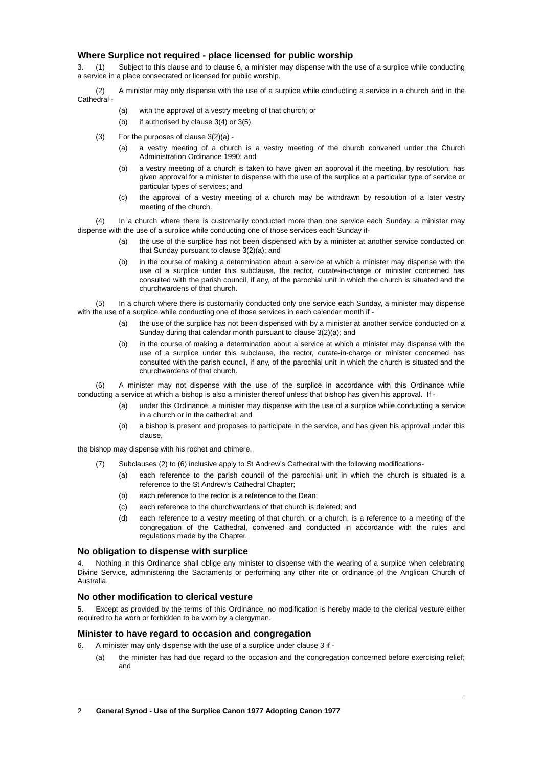### Where Surplice not required - place licensed for public worship

3. (1) Subject to this clause and to clause 6, a minister may dispense with the use of a surplice while conducting a service in a place consecrated or licensed for public worship.

(2) A minister may only dispense with the use of a surplice while conducting a service in a church and in the Cathedral -

- (a) with the approval of a vestry meeting of that church; or
- (b) if authorised by clause 3(4) or 3(5).

(3) For the purposes of clause 3(2)(a) -

- (a) a vestry meeting of a church is a vestry meeting of the church convened under the Church Administration Ordinance 1990; and
- (b) a vestry meeting of a church is taken to have given an approval if the meeting, by resolution, has given approval for a minister to dispense with the use of the surplice at a particular type of service or particular types of services; and
- (c) the approval of a vestry meeting of a church may be withdrawn by resolution of a later vestry meeting of the church.

(4) In a church where there is customarily conducted more than one service each Sunday, a minister may dispense with the use of a surplice while conducting one of those services each Sunday if-

- (a) the use of the surplice has not been dispensed with by a minister at another service conducted on that Sunday pursuant to clause 3(2)(a); and
- (b) in the course of making a determination about a service at which a minister may dispense with the use of a surplice under this subclause, the rector, curate-in-charge or minister concerned has consulted with the parish council, if any, of the parochial unit in which the church is situated and the churchwardens of that church.

(5) In a church where there is customarily conducted only one service each Sunday, a minister may dispense with the use of a surplice while conducting one of those services in each calendar month if -

- (a) the use of the surplice has not been dispensed with by a minister at another service conducted on a Sunday during that calendar month pursuant to clause 3(2)(a); and
- (b) in the course of making a determination about a service at which a minister may dispense with the use of a surplice under this subclause, the rector, curate-in-charge or minister concerned has consulted with the parish council, if any, of the parochial unit in which the church is situated and the churchwardens of that church.

(6) A minister may not dispense with the use of the surplice in accordance with this Ordinance while conducting a service at which a bishop is also a minister thereof unless that bishop has given his approval. If -

- (a) under this Ordinance, a minister may dispense with the use of a surplice while conducting a service in a church or in the cathedral; and
- (b) a bishop is present and proposes to participate in the service, and has given his approval under this clause,

the bishop may dispense with his rochet and chimere.

(7) Subclauses (2) to (6) inclusive apply to St Andrew's Cathedral with the following modifications-

- (a) each reference to the parish council of the parochial unit in which the church is situated is a reference to the St Andrew's Cathedral Chapter;
- (b) each reference to the rector is a reference to the Dean;
- (c) each reference to the churchwardens of that church is deleted; and
- (d) each reference to a vestry meeting of that church, or a church, is a reference to a meeting of the congregation of the Cathedral, convened and conducted in accordance with the rules and regulations made by the Chapter.

### No obligation to dispense with surplice

4. Nothing in this Ordinance shall oblige any minister to dispense with the wearing of a surplice when celebrating Divine Service, administering the Sacraments or performing any other rite or ordinance of the Anglican Church of Australia.

### No other modification to clerical vesture

5. Except as provided by the terms of this Ordinance, no modification is hereby made to the clerical vesture either required to be worn or forbidden to be worn by a clergyman.

### Minister to have regard to occasion and congregation

6. A minister may only dispense with the use of a surplice under clause 3 if -

- (a) the minister has had due regard to the occasion and the congregation concerned before exercising relief; and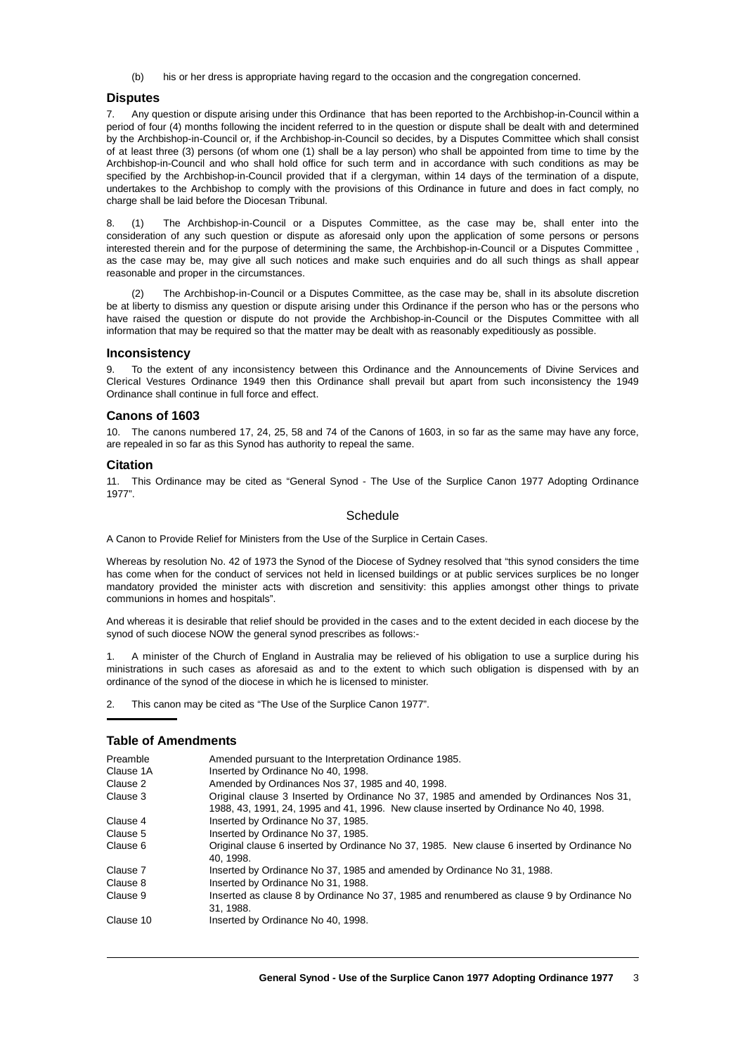(b) his or her dress is appropriate having regard to the occasion and the congregation concerned.

### Disputes

7. Any question or dispute arising under this Ordinance that has been reported to the Archbishop-in-Council within a period of four (4) months following the incident referred to in the question or dispute shall be dealt with and determined by the Archbishop-in-Council or, if the Archbishop-in-Council so decides, by a Disputes Committee which shall consist of at least three (3) persons (of whom one (1) shall be a lay person) who shall be appointed from time to time by the Archbishop-in-Council and who shall hold office for such term and in accordance with such conditions as may be specified by the Archbishop-in-Council provided that if a clergyman, within 14 days of the termination of a dispute, undertakes to the Archbishop to comply with the provisions of this Ordinance in future and does in fact comply, no charge shall be laid before the Diocesan Tribunal.

8. (1) The Archbishop-in-Council or a Disputes Committee, as the case may be, shall enter into the consideration of any such question or dispute as aforesaid only upon the application of some persons or persons interested therein and for the purpose of determining the same, the Archbishop-in-Council or a Disputes Committee , as the case may be, may give all such notices and make such enquiries and do all such things as shall appear reasonable and proper in the circumstances.

(2) The Archbishop-in-Council or a Disputes Committee, as the case may be, shall in its absolute discretion be at liberty to dismiss any question or dispute arising under this Ordinance if the person who has or the persons who have raised the question or dispute do not provide the Archbishop-in-Council or the Disputes Committee with all information that may be required so that the matter may be dealt with as reasonably expeditiously as possible.

### Inconsistency

9. To the extent of any inconsistency between this Ordinance and the Announcements of Divine Services and Clerical Vestures Ordinance 1949 then this Ordinance shall prevail but apart from such inconsistency the 1949 Ordinance shall continue in full force and effect.

### Canons of 1603

10. The canons numbered 17, 24, 25, 58 and 74 of the Canons of 1603, in so far as the same may have any force, are repealed in so far as this Synod has authority to repeal the same.

### Citation

11. This Ordinance may be cited as “General Synod - The Use of the Surplice Canon 1977 Adopting Ordinance 1977”.

## Schedule

A Canon to Provide Relief for Ministers from the Use of the Surplice in Certain Cases.

Whereas by resolution No. 42 of 1973 the Synod of the Diocese of Sydney resolved that “this synod considers the time has come when for the conduct of services not held in licensed buildings or at public services surplices be no longer mandatory provided the minister acts with discretion and sensitivity: this applies amongst other things to private communions in homes and hospitals”.

And whereas it is desirable that relief should be provided in the cases and to the extent decided in each diocese by the synod of such diocese NOW the general synod prescribes as follows:-

1. A minister of the Church of England in Australia may be relieved of his obligation to use a surplice during his ministrations in such cases as aforesaid as and to the extent to which such obligation is dispensed with by an ordinance of the synod of the diocese in which he is licensed to minister.

2. This canon may be cited as “The Use of the Surplice Canon 1977”.

### Table of Amendments

| | |
|---|---|
| Preamble | Amended pursuant to the Interpretation Ordinance 1985. |
| Clause 1A | Inserted by Ordinance No 40, 1998. |
| Clause 2 | Amended by Ordinances Nos 37, 1985 and 40, 1998. |
| Clause 3 | Original clause 3 Inserted by Ordinance No 37, 1985 and amended by Ordinances Nos 31, 1988, 43, 1991, 24, 1995 and 41, 1996. New clause inserted by Ordinance No 40, 1998. |
| Clause 4 | Inserted by Ordinance No 37, 1985. |
| Clause 5 | Inserted by Ordinance No 37, 1985. |
| Clause 6 | Original clause 6 inserted by Ordinance No 37, 1985. New clause 6 inserted by Ordinance No 40, 1998. |
| Clause 7 | Inserted by Ordinance No 37, 1985 and amended by Ordinance No 31, 1988. |
| Clause 8 | Inserted by Ordinance No 31, 1988. |
| Clause 9 | Inserted as clause 8 by Ordinance No 37, 1985 and renumbered as clause 9 by Ordinance No 31, 1988. |
| Clause 10 | Inserted by Ordinance No 40, 1998. |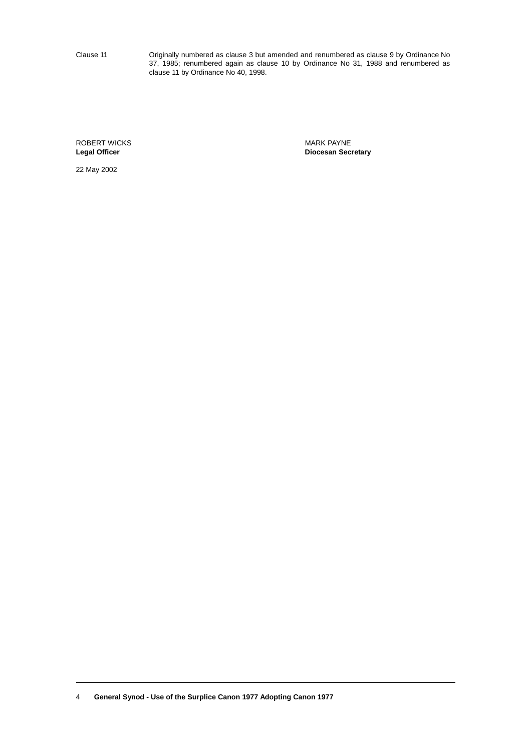| | |
|---|---|
| Clause 11 | Originally numbered as clause 3 but amended and renumbered as clause 9 by Ordinance No 37, 1985; renumbered again as clause 10 by Ordinance No 31, 1988 and renumbered as clause 11 by Ordinance No 40, 1998. |

| | |
|---|---|
| ROBERT WICKS<br>**Legal Officer** | MARK PAYNE<br>**Diocesan Secretary** |

22 May 2002